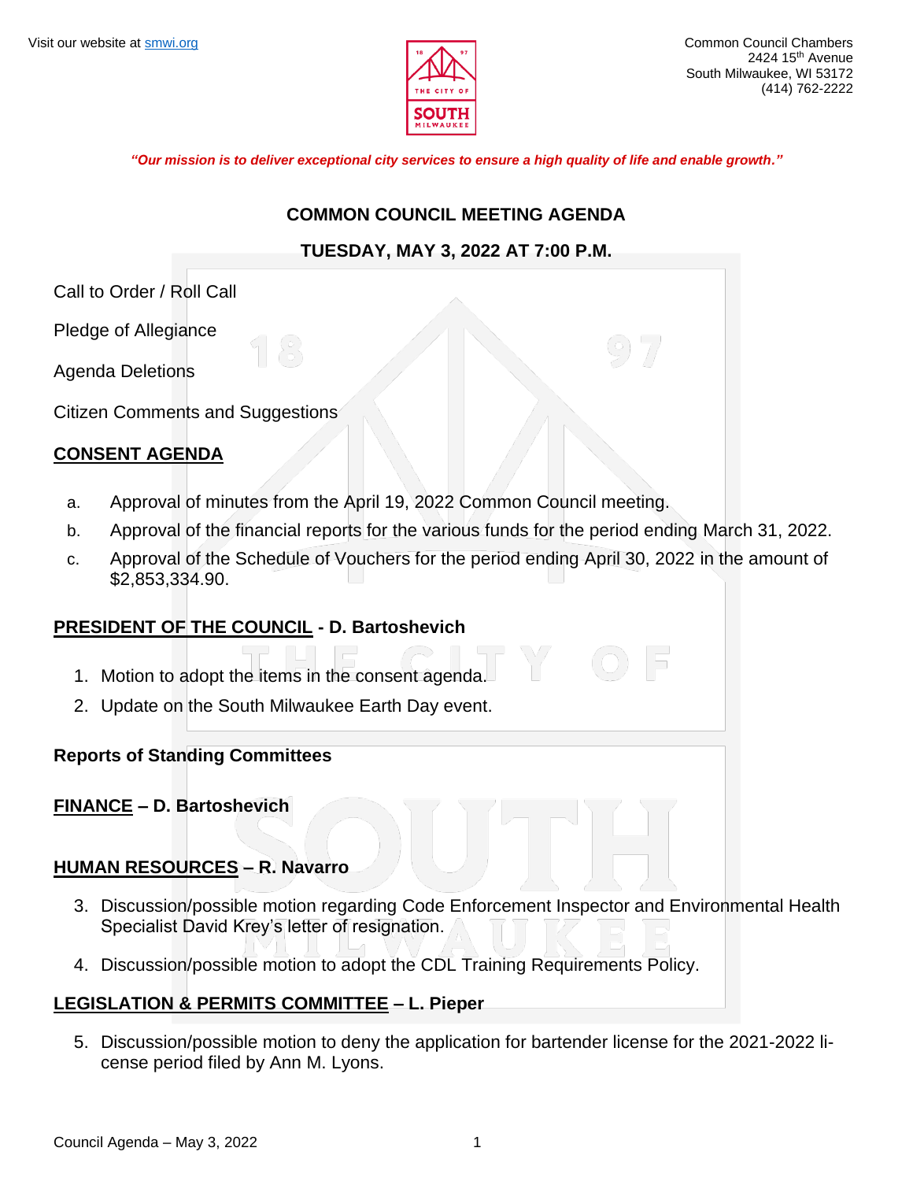Visit our website at smwi.org

Common Council Chambers
2424 15th Avenue
South Milwaukee, WI 53172
(414) 762-2222

*"Our mission is to deliver exceptional city services to ensure a high quality of life and enable growth."*

# COMMON COUNCIL MEETING AGENDA

## TUESDAY, MAY 3, 2022 AT 7:00 P.M.

Call to Order / Roll Call

Pledge of Allegiance

Agenda Deletions

Citizen Comments and Suggestions

**CONSENT AGENDA**

a. Approval of minutes from the April 19, 2022 Common Council meeting.

b. Approval of the financial reports for the various funds for the period ending March 31, 2022.

c. Approval of the Schedule of Vouchers for the period ending April 30, 2022 in the amount of $2,853,334.90.

**PRESIDENT OF THE COUNCIL - D. Bartoshevich**

1. Motion to adopt the items in the consent agenda.
2. Update on the South Milwaukee Earth Day event.

**Reports of Standing Committees**

**FINANCE – D. Bartoshevich**

**HUMAN RESOURCES – R. Navarro**

3. Discussion/possible motion regarding Code Enforcement Inspector and Environmental Health Specialist David Krey's letter of resignation.
4. Discussion/possible motion to adopt the CDL Training Requirements Policy.

**LEGISLATION & PERMITS COMMITTEE – L. Pieper**

5. Discussion/possible motion to deny the application for bartender license for the 2021-2022 license period filed by Ann M. Lyons.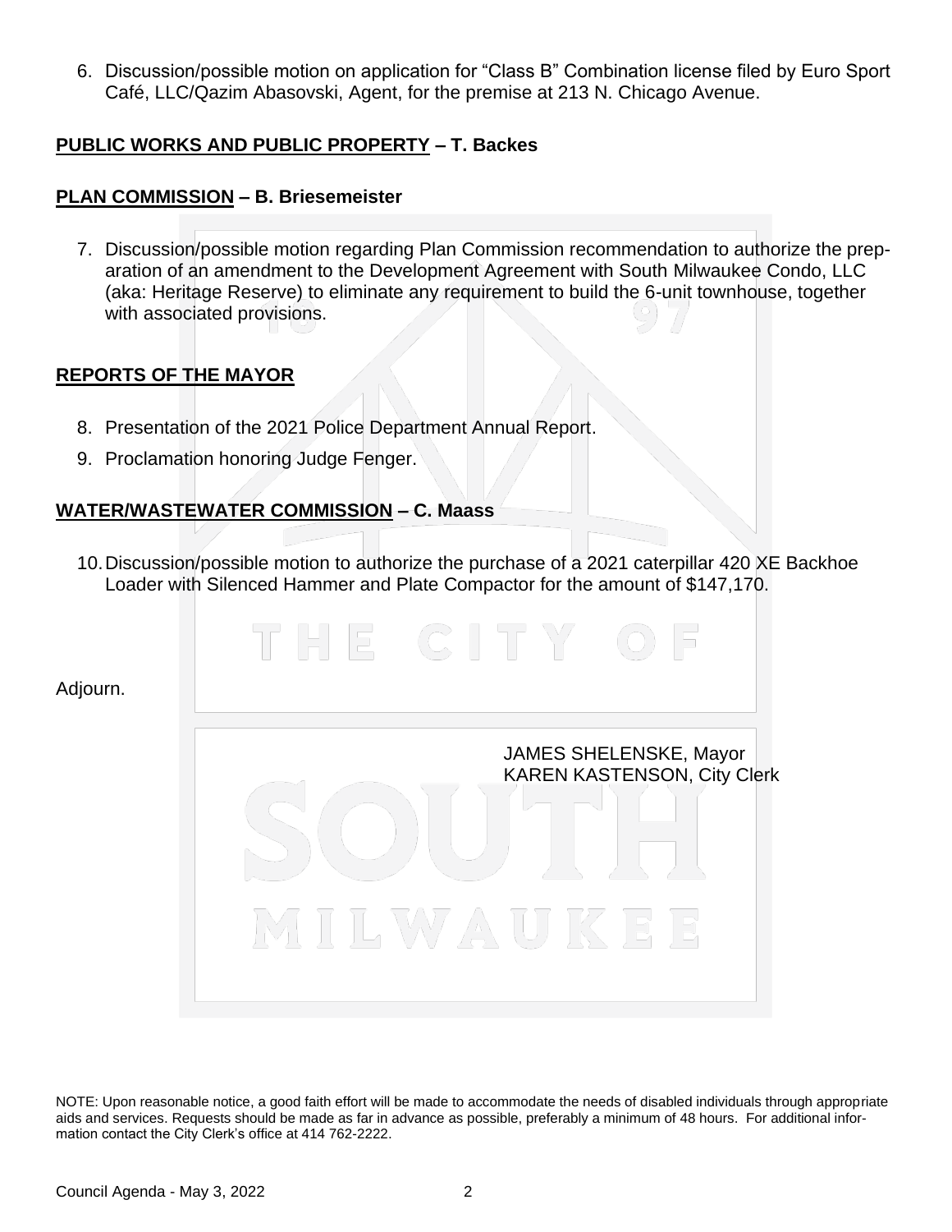6. Discussion/possible motion on application for "Class B" Combination license filed by Euro Sport Café, LLC/Qazim Abasovski, Agent, for the premise at 213 N. Chicago Avenue.

**PUBLIC WORKS AND PUBLIC PROPERTY – T. Backes**

**PLAN COMMISSION – B. Briesemeister**

7. Discussion/possible motion regarding Plan Commission recommendation to authorize the preparation of an amendment to the Development Agreement with South Milwaukee Condo, LLC (aka: Heritage Reserve) to eliminate any requirement to build the 6-unit townhouse, together with associated provisions.

**REPORTS OF THE MAYOR**

8. Presentation of the 2021 Police Department Annual Report.
9. Proclamation honoring Judge Fenger.

**WATER/WASTEWATER COMMISSION – C. Maass**

10. Discussion/possible motion to authorize the purchase of a 2021 caterpillar 420 XE Backhoe Loader with Silenced Hammer and Plate Compactor for the amount of $147,170.

Adjourn.

JAMES SHELENSKE, Mayor
KAREN KASTENSON, City Clerk

NOTE: Upon reasonable notice, a good faith effort will be made to accommodate the needs of disabled individuals through appropriate aids and services. Requests should be made as far in advance as possible, preferably a minimum of 48 hours. For additional information contact the City Clerk's office at 414 762-2222.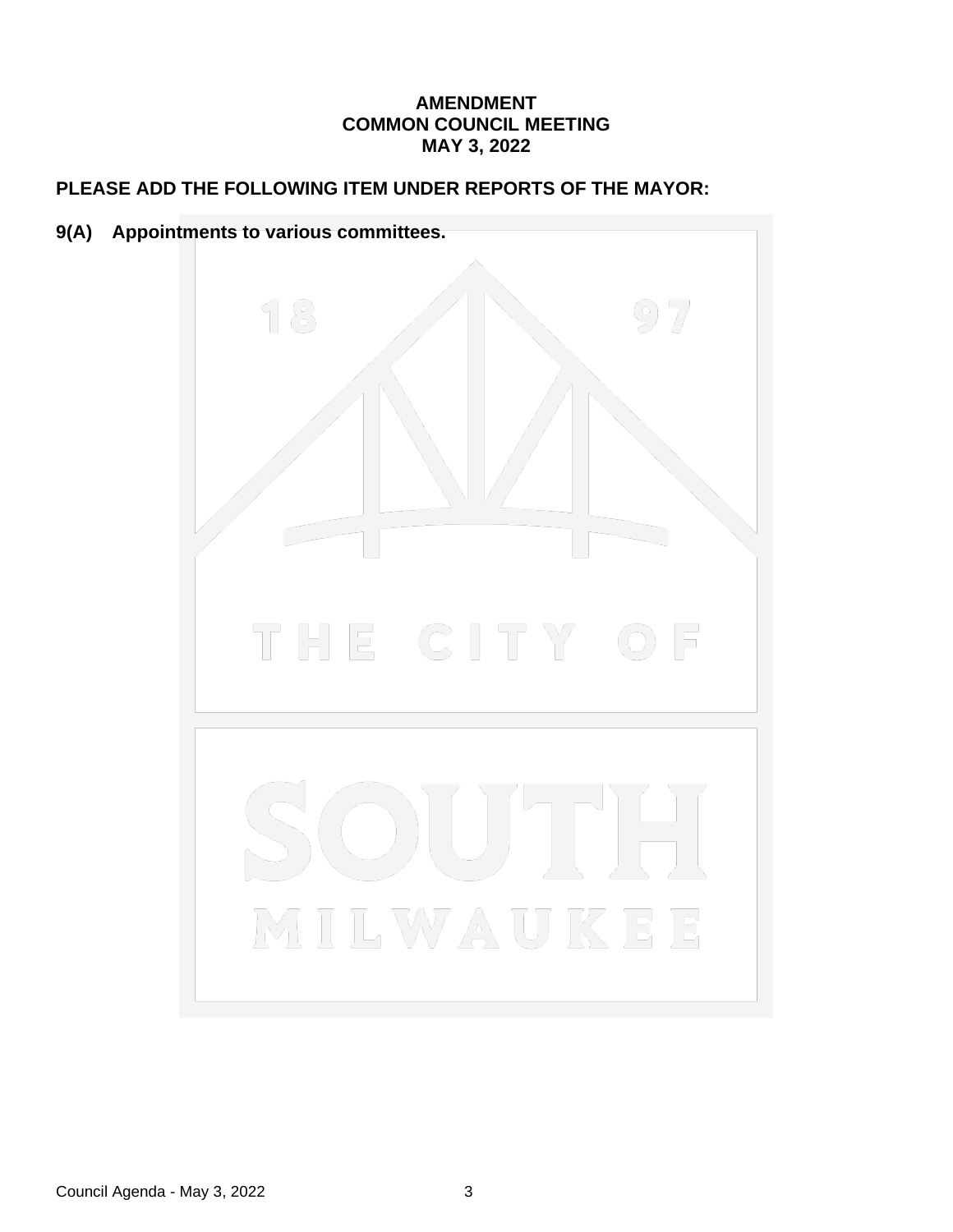**AMENDMENT**
**COMMON COUNCIL MEETING**
**MAY 3, 2022**

**PLEASE ADD THE FOLLOWING ITEM UNDER REPORTS OF THE MAYOR:**

**9(A) Appointments to various committees.**